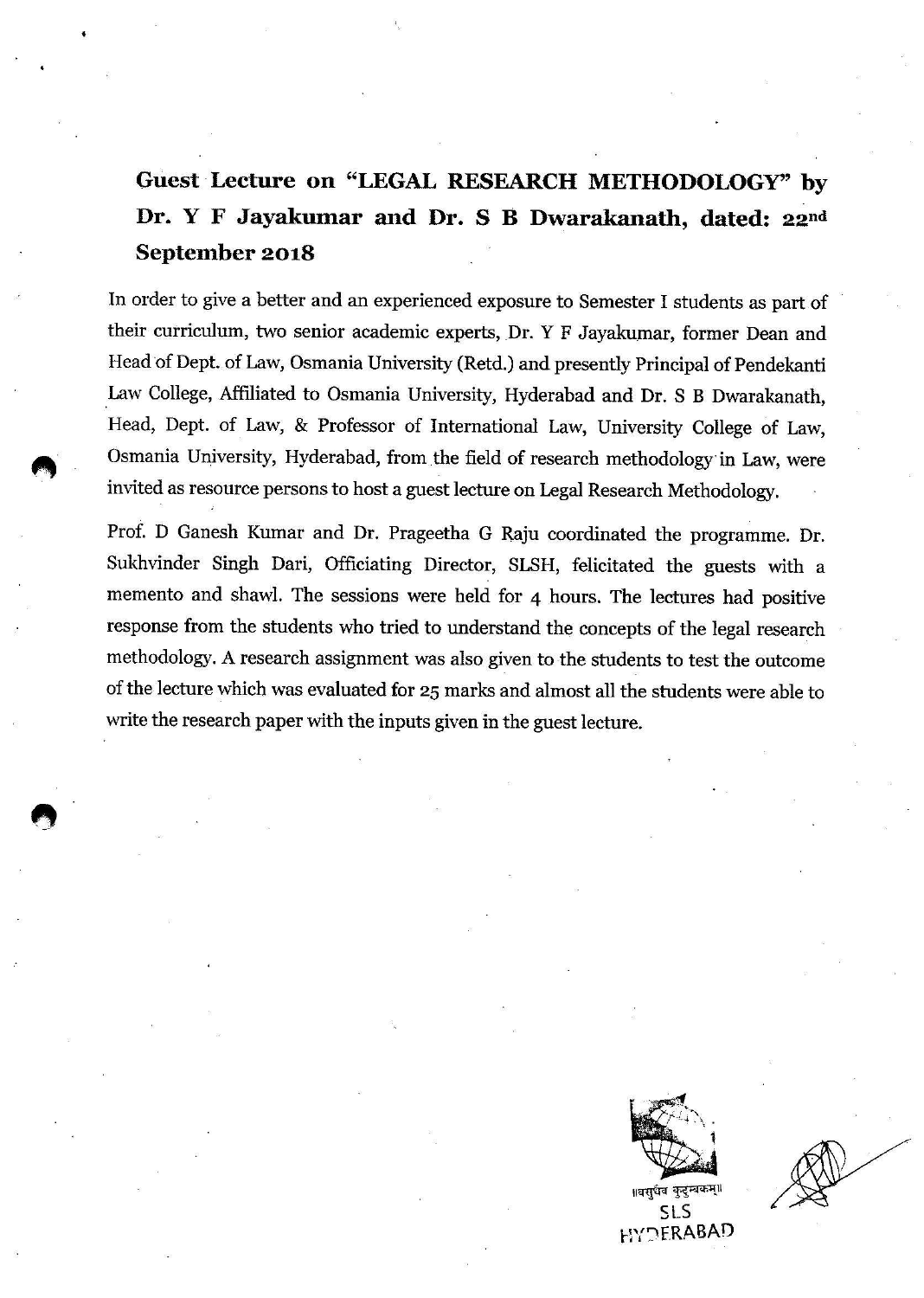## Guest Lecture on "LEGAL RESEARCH METHODOLOGY" by Dr. Y F Jayakumar and Dr. S B Dwarakanath, dated: 22nd September 2018

In order to give a better and an experienced exposure to Semester I students as part of their curriculum, two senior academic experts, Dr. Y F Jayakumar, former Dean and Head of Dept. of Law, Osmania University (Retd.) and presently Principal of Pendekanti Law College, Affiliated to Osmania University, Hyderabad and Dr. S B Dwarakanath, Head, Dept. of Law, & Professor of International Law, University College of Law, Osmania University, Hyderabad, from the field of research methodology in Law, were invited as resource persons to host a guest lecture on Legal Research Methodology.

Prof. D Ganesh Kumar and Dr. Prageetha G Raju coordinated the programme. Dr. Sukhvinder Singh Dari, Officiating Director, SLSH, felicitated the guests with a memento and shawl. The sessions were held for 4 hours. The lectures had positive response from the students who tried to understand the concepts of the legal research methodology. A research assignment was also given to the students to test the outcome of the lecture which was evaluated for 25 marks and almost all the students were able to write the research paper with the inputs given in the guest lecture.

॥वसुधैव कुटुम्बकम्॥
SLS
HYDERABAD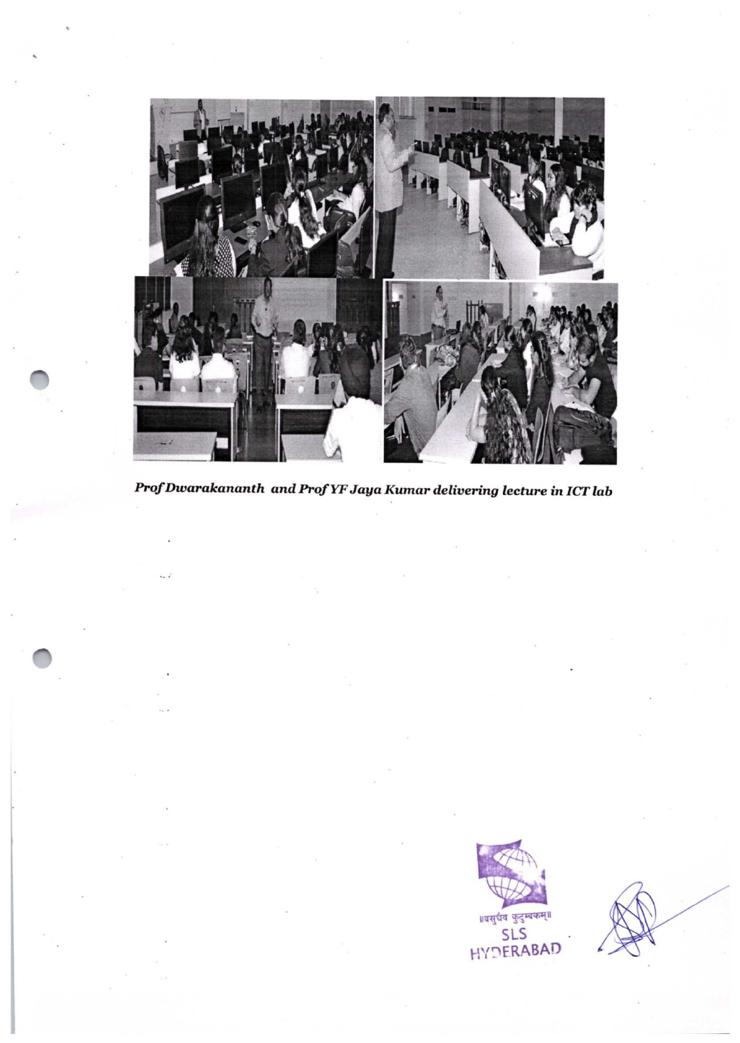*Prof Dwarakananth and Prof YF Jaya Kumar delivering lecture in ICT lab*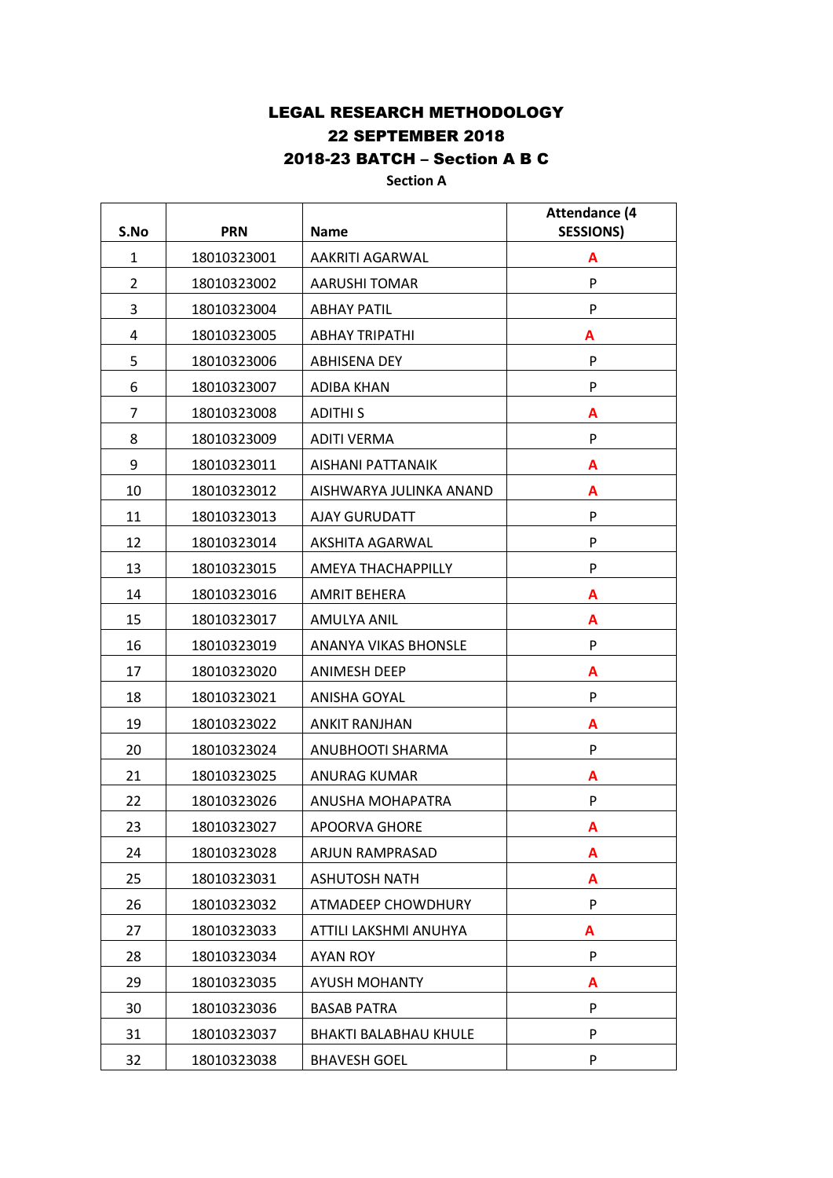# LEGAL RESEARCH METHODOLOGY

## 22 SEPTEMBER 2018

## 2018-23 BATCH – Section A B C

### Section A

| S.No | PRN | Name | Attendance (4 SESSIONS) |
|---|---|---|---|
| 1 | 18010323001 | AAKRITI AGARWAL | **A** |
| 2 | 18010323002 | AARUSHI TOMAR | P |
| 3 | 18010323004 | ABHAY PATIL | P |
| 4 | 18010323005 | ABHAY TRIPATHI | **A** |
| 5 | 18010323006 | ABHISENA DEY | P |
| 6 | 18010323007 | ADIBA KHAN | P |
| 7 | 18010323008 | ADITHI S | **A** |
| 8 | 18010323009 | ADITI VERMA | P |
| 9 | 18010323011 | AISHANI PATTANAIK | **A** |
| 10 | 18010323012 | AISHWARYA JULINKA ANAND | **A** |
| 11 | 18010323013 | AJAY GURUDATT | P |
| 12 | 18010323014 | AKSHITA AGARWAL | P |
| 13 | 18010323015 | AMEYA THACHAPPILLY | P |
| 14 | 18010323016 | AMRIT BEHERA | **A** |
| 15 | 18010323017 | AMULYA ANIL | **A** |
| 16 | 18010323019 | ANANYA VIKAS BHONSLE | P |
| 17 | 18010323020 | ANIMESH DEEP | **A** |
| 18 | 18010323021 | ANISHA GOYAL | P |
| 19 | 18010323022 | ANKIT RANJHAN | **A** |
| 20 | 18010323024 | ANUBHOOTI SHARMA | P |
| 21 | 18010323025 | ANURAG KUMAR | **A** |
| 22 | 18010323026 | ANUSHA MOHAPATRA | P |
| 23 | 18010323027 | APOORVA GHORE | **A** |
| 24 | 18010323028 | ARJUN RAMPRASAD | **A** |
| 25 | 18010323031 | ASHUTOSH NATH | **A** |
| 26 | 18010323032 | ATMADEEP CHOWDHURY | P |
| 27 | 18010323033 | ATTILI LAKSHMI ANUHYA | **A** |
| 28 | 18010323034 | AYAN ROY | P |
| 29 | 18010323035 | AYUSH MOHANTY | **A** |
| 30 | 18010323036 | BASAB PATRA | P |
| 31 | 18010323037 | BHAKTI BALABHAU KHULE | P |
| 32 | 18010323038 | BHAVESH GOEL | P |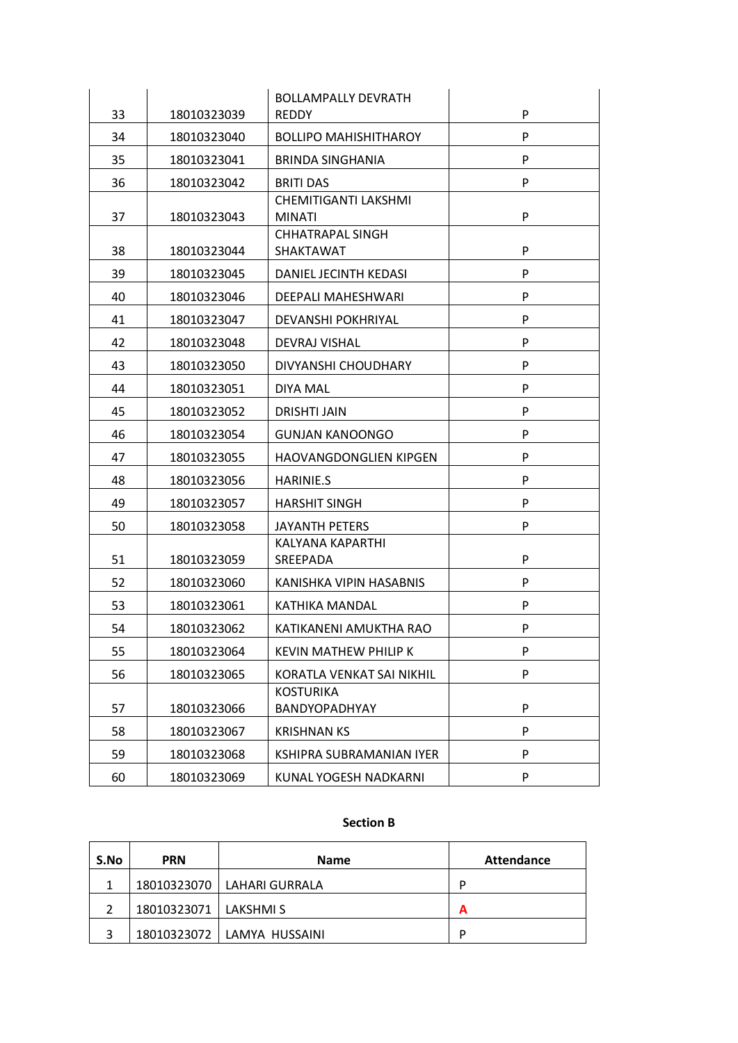| | | | |
|---|---|---|---|
| 33 | 18010323039 | BOLLAMPALLY DEVRATH REDDY | P |
| 34 | 18010323040 | BOLLIPO MAHISHITHAROY | P |
| 35 | 18010323041 | BRINDA SINGHANIA | P |
| 36 | 18010323042 | BRITI DAS | P |
| 37 | 18010323043 | CHEMITIGANTI LAKSHMI MINATI | P |
| 38 | 18010323044 | CHHATRAPAL SINGH SHAKTAWAT | P |
| 39 | 18010323045 | DANIEL JECINTH KEDASI | P |
| 40 | 18010323046 | DEEPALI MAHESHWARI | P |
| 41 | 18010323047 | DEVANSHI POKHRIYAL | P |
| 42 | 18010323048 | DEVRAJ VISHAL | P |
| 43 | 18010323050 | DIVYANSHI CHOUDHARY | P |
| 44 | 18010323051 | DIYA MAL | P |
| 45 | 18010323052 | DRISHTI JAIN | P |
| 46 | 18010323054 | GUNJAN KANOONGO | P |
| 47 | 18010323055 | HAOVANGDONGLIEN KIPGEN | P |
| 48 | 18010323056 | HARINIE.S | P |
| 49 | 18010323057 | HARSHIT SINGH | P |
| 50 | 18010323058 | JAYANTH PETERS | P |
| 51 | 18010323059 | KALYANA KAPARTHI SREEPADA | P |
| 52 | 18010323060 | KANISHKA VIPIN HASABNIS | P |
| 53 | 18010323061 | KATHIKA MANDAL | P |
| 54 | 18010323062 | KATIKANENI AMUKTHA RAO | P |
| 55 | 18010323064 | KEVIN MATHEW PHILIP K | P |
| 56 | 18010323065 | KORATLA VENKAT SAI NIKHIL | P |
| 57 | 18010323066 | KOSTURIKA BANDYOPADHYAY | P |
| 58 | 18010323067 | KRISHNAN KS | P |
| 59 | 18010323068 | KSHIPRA SUBRAMANIAN IYER | P |
| 60 | 18010323069 | KUNAL YOGESH NADKARNI | P |

**Section B**

| S.No | PRN | Name | Attendance |
|---|---|---|---|
| 1 | 18010323070 | LAHARI GURRALA | P |
| 2 | 18010323071 | LAKSHMI S | A |
| 3 | 18010323072 | LAMYA HUSSAINI | P |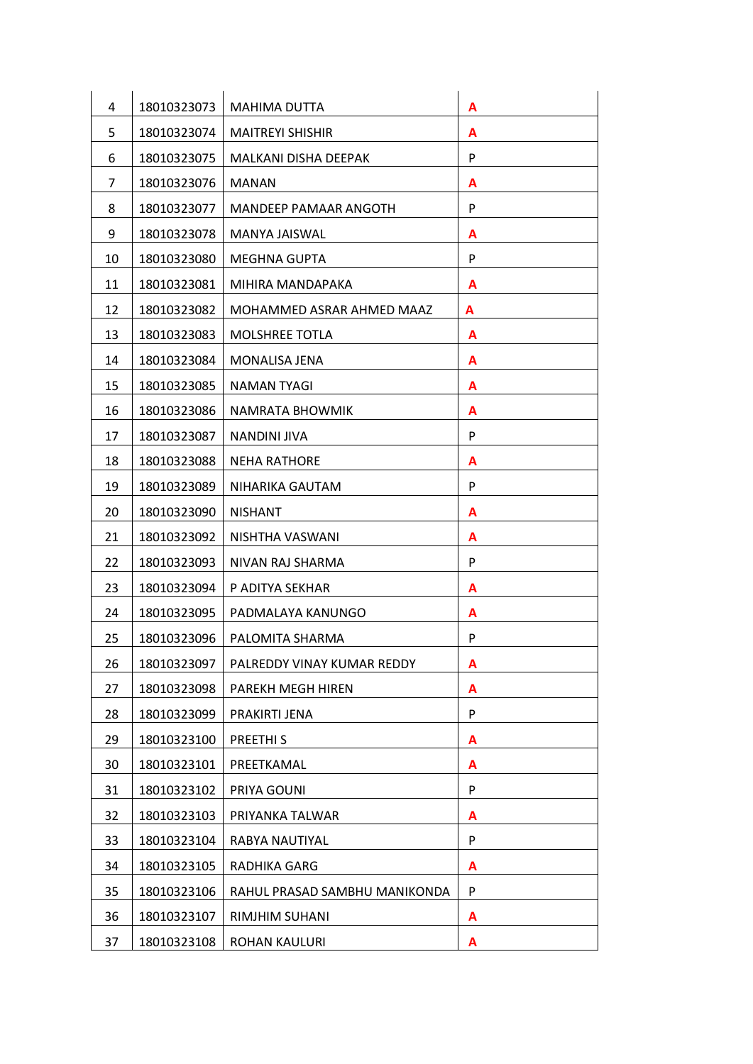| 4 | 18010323073 | MAHIMA DUTTA | A |
|---|---|---|---|
| 5 | 18010323074 | MAITREYI SHISHIR | A |
| 6 | 18010323075 | MALKANI DISHA DEEPAK | P |
| 7 | 18010323076 | MANAN | A |
| 8 | 18010323077 | MANDEEP PAMAAR ANGOTH | P |
| 9 | 18010323078 | MANYA JAISWAL | A |
| 10 | 18010323080 | MEGHNA GUPTA | P |
| 11 | 18010323081 | MIHIRA MANDAPAKA | A |
| 12 | 18010323082 | MOHAMMED ASRAR AHMED MAAZ | A |
| 13 | 18010323083 | MOLSHREE TOTLA | A |
| 14 | 18010323084 | MONALISA JENA | A |
| 15 | 18010323085 | NAMAN TYAGI | A |
| 16 | 18010323086 | NAMRATA BHOWMIK | A |
| 17 | 18010323087 | NANDINI JIVA | P |
| 18 | 18010323088 | NEHA RATHORE | A |
| 19 | 18010323089 | NIHARIKA GAUTAM | P |
| 20 | 18010323090 | NISHANT | A |
| 21 | 18010323092 | NISHTHA VASWANI | A |
| 22 | 18010323093 | NIVAN RAJ SHARMA | P |
| 23 | 18010323094 | P ADITYA SEKHAR | A |
| 24 | 18010323095 | PADMALAYA KANUNGO | A |
| 25 | 18010323096 | PALOMITA SHARMA | P |
| 26 | 18010323097 | PALREDDY VINAY KUMAR REDDY | A |
| 27 | 18010323098 | PAREKH MEGH HIREN | A |
| 28 | 18010323099 | PRAKIRTI JENA | P |
| 29 | 18010323100 | PREETHI S | A |
| 30 | 18010323101 | PREETKAMAL | A |
| 31 | 18010323102 | PRIYA GOUNI | P |
| 32 | 18010323103 | PRIYANKA TALWAR | A |
| 33 | 18010323104 | RABYA NAUTIYAL | P |
| 34 | 18010323105 | RADHIKA GARG | A |
| 35 | 18010323106 | RAHUL PRASAD SAMBHU MANIKONDA | P |
| 36 | 18010323107 | RIMJHIM SUHANI | A |
| 37 | 18010323108 | ROHAN KAULURI | A |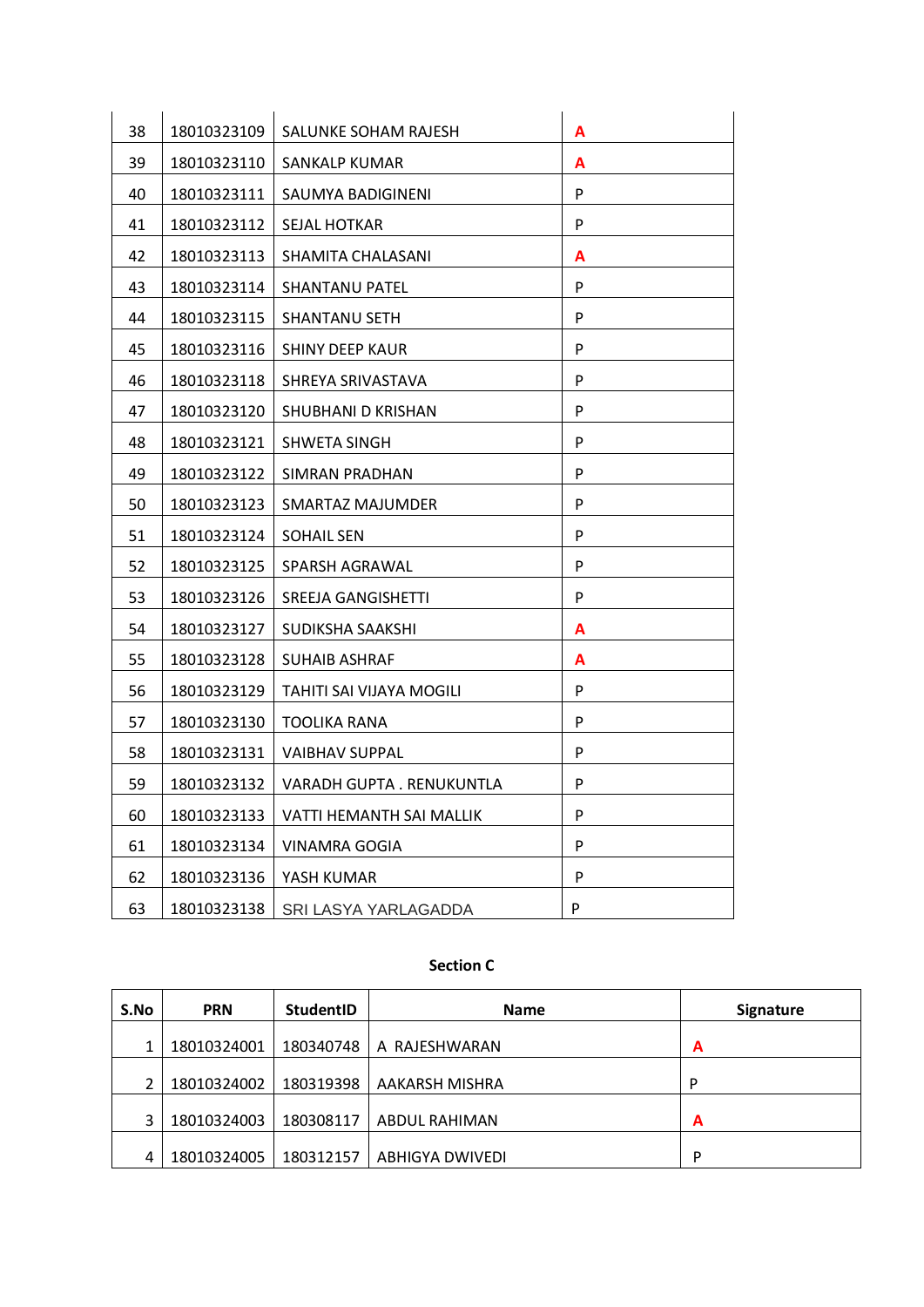| | | | |
|---|---|---|---|
| 38 | 18010323109 | SALUNKE SOHAM RAJESH | A |
| 39 | 18010323110 | SANKALP KUMAR | A |
| 40 | 18010323111 | SAUMYA BADIGINENI | P |
| 41 | 18010323112 | SEJAL HOTKAR | P |
| 42 | 18010323113 | SHAMITA CHALASANI | A |
| 43 | 18010323114 | SHANTANU PATEL | P |
| 44 | 18010323115 | SHANTANU SETH | P |
| 45 | 18010323116 | SHINY DEEP KAUR | P |
| 46 | 18010323118 | SHREYA SRIVASTAVA | P |
| 47 | 18010323120 | SHUBHANI D KRISHAN | P |
| 48 | 18010323121 | SHWETA SINGH | P |
| 49 | 18010323122 | SIMRAN PRADHAN | P |
| 50 | 18010323123 | SMARTAZ MAJUMDER | P |
| 51 | 18010323124 | SOHAIL SEN | P |
| 52 | 18010323125 | SPARSH AGRAWAL | P |
| 53 | 18010323126 | SREEJA GANGISHETTI | P |
| 54 | 18010323127 | SUDIKSHA SAAKSHI | A |
| 55 | 18010323128 | SUHAIB ASHRAF | A |
| 56 | 18010323129 | TAHITI SAI VIJAYA MOGILI | P |
| 57 | 18010323130 | TOOLIKA RANA | P |
| 58 | 18010323131 | VAIBHAV SUPPAL | P |
| 59 | 18010323132 | VARADH GUPTA . RENUKUNTLA | P |
| 60 | 18010323133 | VATTI HEMANTH SAI MALLIK | P |
| 61 | 18010323134 | VINAMRA GOGIA | P |
| 62 | 18010323136 | YASH KUMAR | P |
| 63 | 18010323138 | SRI LASYA YARLAGADDA | P |

**Section C**

| S.No | PRN | StudentID | Name | Signature |
|---|---|---|---|---|
| 1 | 18010324001 | 180340748 | A RAJESHWARAN | A |
| 2 | 18010324002 | 180319398 | AAKARSH MISHRA | P |
| 3 | 18010324003 | 180308117 | ABDUL RAHIMAN | A |
| 4 | 18010324005 | 180312157 | ABHIGYA DWIVEDI | P |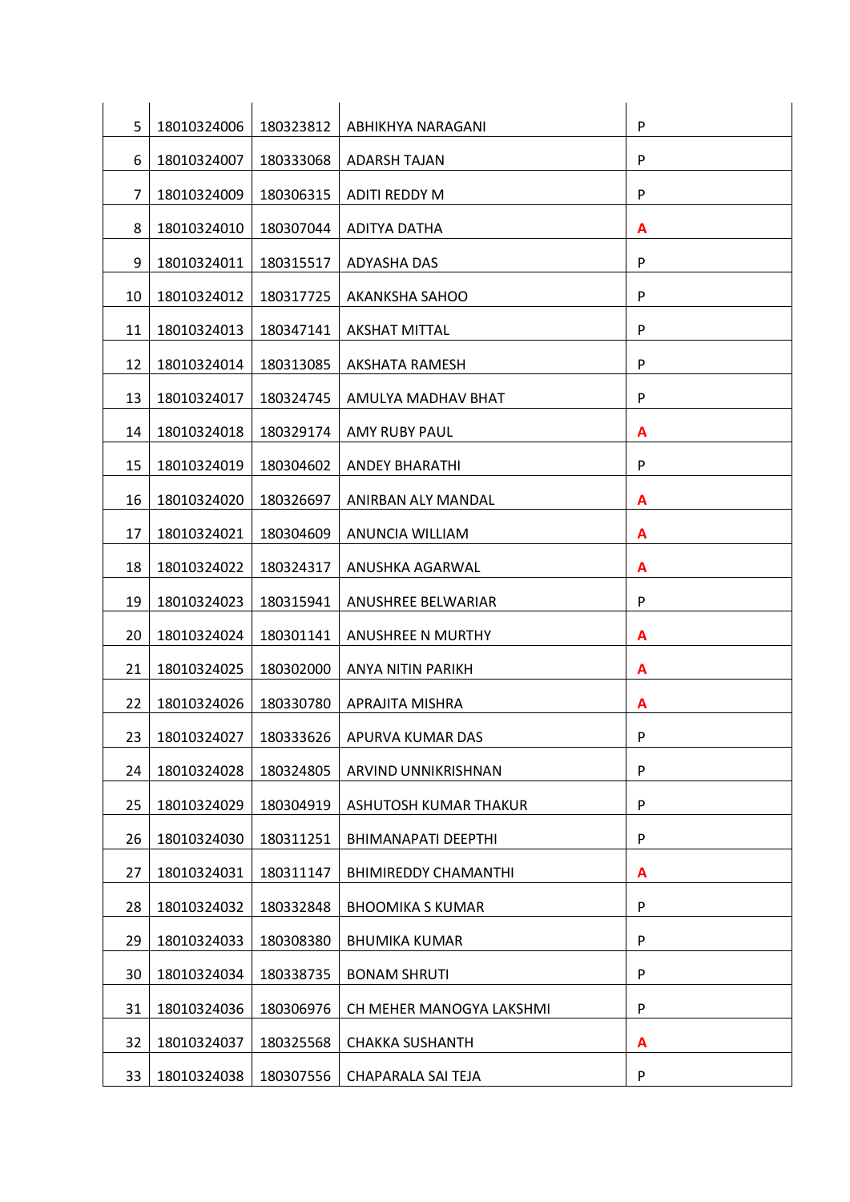| 5 | 18010324006 | 180323812 | ABHIKHYA NARAGANI | P |
|---|---|---|---|---|
| 6 | 18010324007 | 180333068 | ADARSH TAJAN | P |
| 7 | 18010324009 | 180306315 | ADITI REDDY M | P |
| 8 | 18010324010 | 180307044 | ADITYA DATHA | A |
| 9 | 18010324011 | 180315517 | ADYASHA DAS | P |
| 10 | 18010324012 | 180317725 | AKANKSHA SAHOO | P |
| 11 | 18010324013 | 180347141 | AKSHAT MITTAL | P |
| 12 | 18010324014 | 180313085 | AKSHATA RAMESH | P |
| 13 | 18010324017 | 180324745 | AMULYA MADHAV BHAT | P |
| 14 | 18010324018 | 180329174 | AMY RUBY PAUL | A |
| 15 | 18010324019 | 180304602 | ANDEY BHARATHI | P |
| 16 | 18010324020 | 180326697 | ANIRBAN ALY MANDAL | A |
| 17 | 18010324021 | 180304609 | ANUNCIA WILLIAM | A |
| 18 | 18010324022 | 180324317 | ANUSHKA AGARWAL | A |
| 19 | 18010324023 | 180315941 | ANUSHREE BELWARIAR | P |
| 20 | 18010324024 | 180301141 | ANUSHREE N MURTHY | A |
| 21 | 18010324025 | 180302000 | ANYA NITIN PARIKH | A |
| 22 | 18010324026 | 180330780 | APRAJITA MISHRA | A |
| 23 | 18010324027 | 180333626 | APURVA KUMAR DAS | P |
| 24 | 18010324028 | 180324805 | ARVIND UNNIKRISHNAN | P |
| 25 | 18010324029 | 180304919 | ASHUTOSH KUMAR THAKUR | P |
| 26 | 18010324030 | 180311251 | BHIMANAPATI DEEPTHI | P |
| 27 | 18010324031 | 180311147 | BHIMIREDDY CHAMANTHI | A |
| 28 | 18010324032 | 180332848 | BHOOMIKA S KUMAR | P |
| 29 | 18010324033 | 180308380 | BHUMIKA KUMAR | P |
| 30 | 18010324034 | 180338735 | BONAM SHRUTI | P |
| 31 | 18010324036 | 180306976 | CH MEHER MANOGYA LAKSHMI | P |
| 32 | 18010324037 | 180325568 | CHAKKA SUSHANTH | A |
| 33 | 18010324038 | 180307556 | CHAPARALA SAI TEJA | P |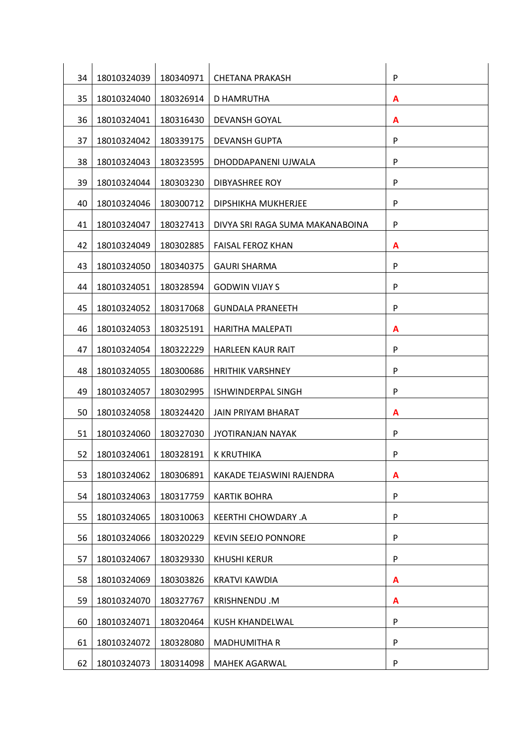| | | | | |
|---|---|---|---|---|
| 34 | 18010324039 | 180340971 | CHETANA PRAKASH | P |
| 35 | 18010324040 | 180326914 | D HAMRUTHA | **A** |
| 36 | 18010324041 | 180316430 | DEVANSH GOYAL | **A** |
| 37 | 18010324042 | 180339175 | DEVANSH GUPTA | P |
| 38 | 18010324043 | 180323595 | DHODDAPANENI UJWALA | P |
| 39 | 18010324044 | 180303230 | DIBYASHREE ROY | P |
| 40 | 18010324046 | 180300712 | DIPSHIKHA MUKHERJEE | P |
| 41 | 18010324047 | 180327413 | DIVYA SRI RAGA SUMA MAKANABOINA | P |
| 42 | 18010324049 | 180302885 | FAISAL FEROZ KHAN | **A** |
| 43 | 18010324050 | 180340375 | GAURI SHARMA | P |
| 44 | 18010324051 | 180328594 | GODWIN VIJAY S | P |
| 45 | 18010324052 | 180317068 | GUNDALA PRANEETH | P |
| 46 | 18010324053 | 180325191 | HARITHA MALEPATI | **A** |
| 47 | 18010324054 | 180322229 | HARLEEN KAUR RAIT | P |
| 48 | 18010324055 | 180300686 | HRITHIK VARSHNEY | P |
| 49 | 18010324057 | 180302995 | ISHWINDERPAL SINGH | P |
| 50 | 18010324058 | 180324420 | JAIN PRIYAM BHARAT | **A** |
| 51 | 18010324060 | 180327030 | JYOTIRANJAN NAYAK | P |
| 52 | 18010324061 | 180328191 | K KRUTHIKA | P |
| 53 | 18010324062 | 180306891 | KAKADE TEJASWINI RAJENDRA | **A** |
| 54 | 18010324063 | 180317759 | KARTIK BOHRA | P |
| 55 | 18010324065 | 180310063 | KEERTHI CHOWDARY .A | P |
| 56 | 18010324066 | 180320229 | KEVIN SEEJO PONNORE | P |
| 57 | 18010324067 | 180329330 | KHUSHI KERUR | P |
| 58 | 18010324069 | 180303826 | KRATVI KAWDIA | **A** |
| 59 | 18010324070 | 180327767 | KRISHNENDU .M | **A** |
| 60 | 18010324071 | 180320464 | KUSH KHANDELWAL | P |
| 61 | 18010324072 | 180328080 | MADHUMITHA R | P |
| 62 | 18010324073 | 180314098 | MAHEK AGARWAL | P |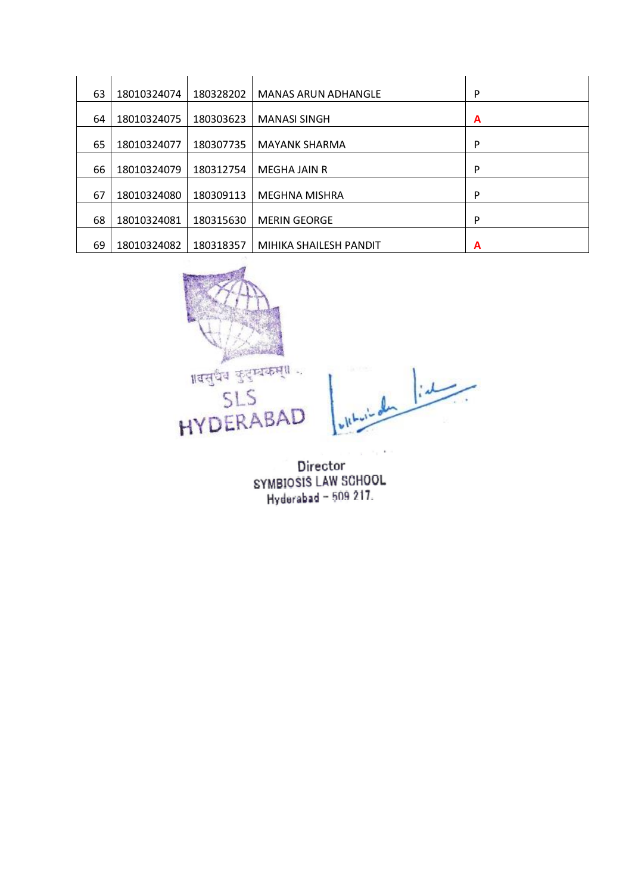| | | | | |
|---|---|---|---|---|
| 63 | 18010324074 | 180328202 | MANAS ARUN ADHANGLE | P |
| 64 | 18010324075 | 180303623 | MANASI SINGH | A |
| 65 | 18010324077 | 180307735 | MAYANK SHARMA | P |
| 66 | 18010324079 | 180312754 | MEGHA JAIN R | P |
| 67 | 18010324080 | 180309113 | MEGHNA MISHRA | P |
| 68 | 18010324081 | 180315630 | MERIN GEORGE | P |
| 69 | 18010324082 | 180318357 | MIHIKA SHAILESH PANDIT | A |

॥वसुधैव कुटुम्बकम्॥
SLS
HYDERABAD

Director
SYMBIOSIS LAW SCHOOL
Hyderabad - 509 217.